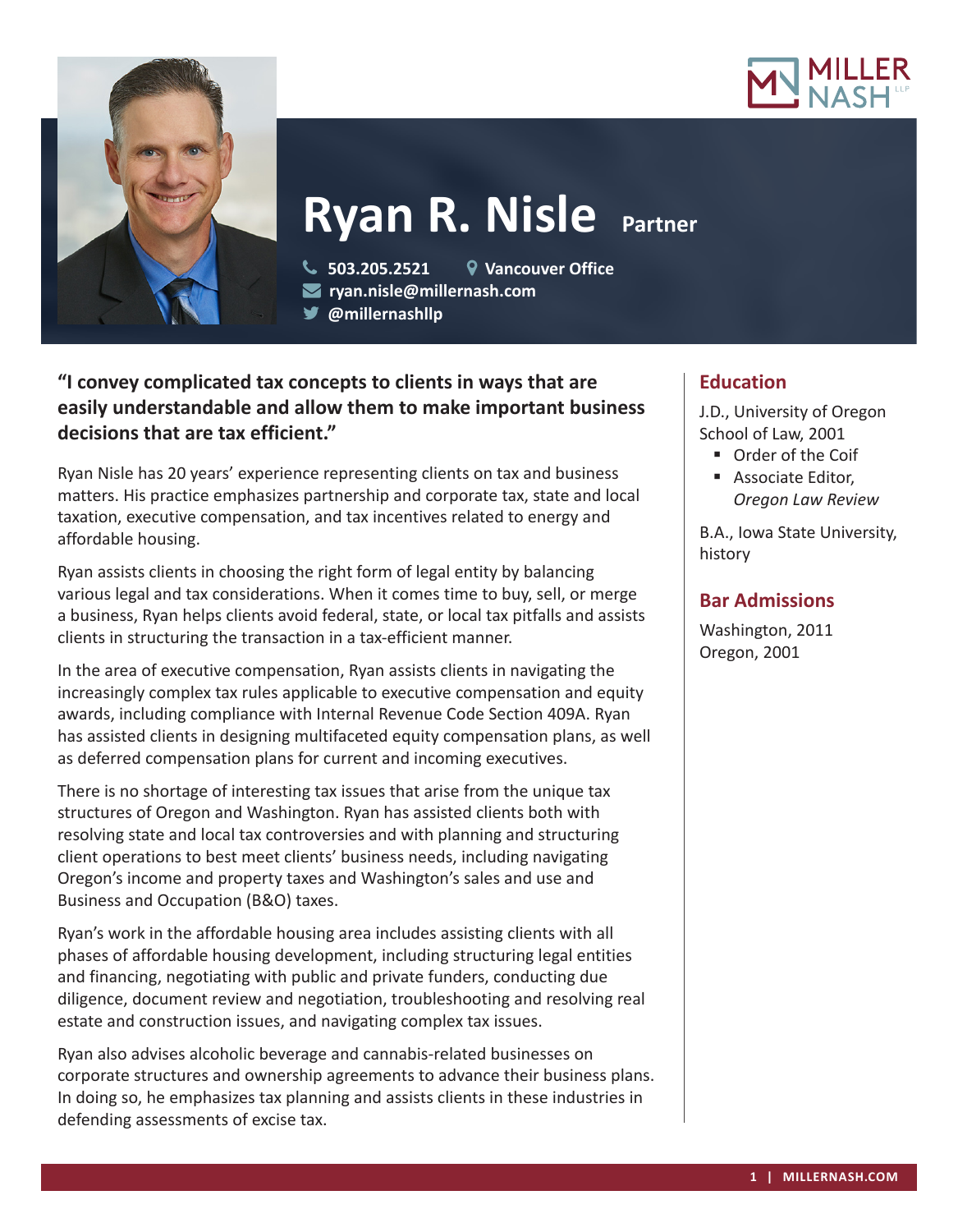# Ryan R. Nisle Partner

503.205.2521 | Vancouver Office
ryan.nisle@millernash.com
@millernashllp

**"I convey complicated tax concepts to clients in ways that are easily understandable and allow them to make important business decisions that are tax efficient."**

Ryan Nisle has 20 years' experience representing clients on tax and business matters. His practice emphasizes partnership and corporate tax, state and local taxation, executive compensation, and tax incentives related to energy and affordable housing.

Ryan assists clients in choosing the right form of legal entity by balancing various legal and tax considerations. When it comes time to buy, sell, or merge a business, Ryan helps clients avoid federal, state, or local tax pitfalls and assists clients in structuring the transaction in a tax-efficient manner.

In the area of executive compensation, Ryan assists clients in navigating the increasingly complex tax rules applicable to executive compensation and equity awards, including compliance with Internal Revenue Code Section 409A. Ryan has assisted clients in designing multifaceted equity compensation plans, as well as deferred compensation plans for current and incoming executives.

There is no shortage of interesting tax issues that arise from the unique tax structures of Oregon and Washington. Ryan has assisted clients both with resolving state and local tax controversies and with planning and structuring client operations to best meet clients' business needs, including navigating Oregon's income and property taxes and Washington's sales and use and Business and Occupation (B&O) taxes.

Ryan's work in the affordable housing area includes assisting clients with all phases of affordable housing development, including structuring legal entities and financing, negotiating with public and private funders, conducting due diligence, document review and negotiation, troubleshooting and resolving real estate and construction issues, and navigating complex tax issues.

Ryan also advises alcoholic beverage and cannabis-related businesses on corporate structures and ownership agreements to advance their business plans. In doing so, he emphasizes tax planning and assists clients in these industries in defending assessments of excise tax.

## Education

J.D., University of Oregon School of Law, 2001

- Order of the Coif
- Associate Editor, *Oregon Law Review*

B.A., Iowa State University, history

## Bar Admissions

Washington, 2011
Oregon, 2001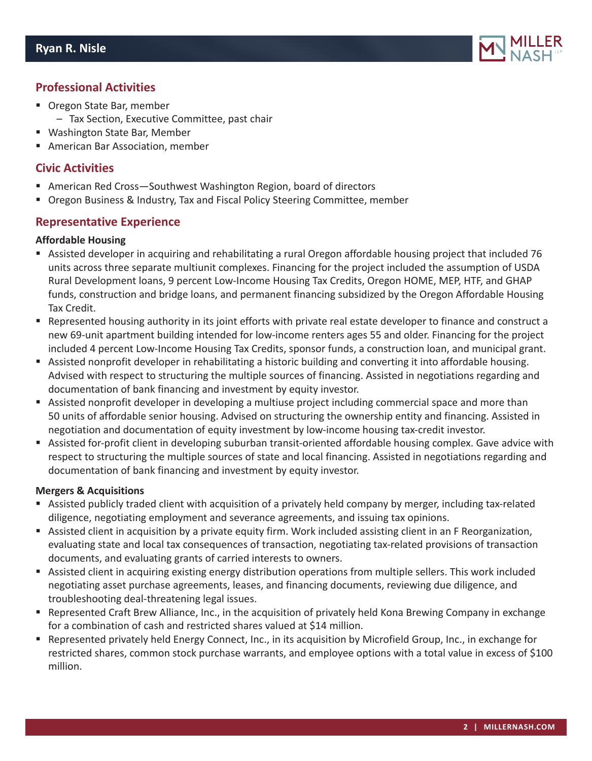## Professional Activities

- Oregon State Bar, member
  - Tax Section, Executive Committee, past chair
- Washington State Bar, Member
- American Bar Association, member

## Civic Activities

- American Red Cross—Southwest Washington Region, board of directors
- Oregon Business & Industry, Tax and Fiscal Policy Steering Committee, member

## Representative Experience

**Affordable Housing**

- Assisted developer in acquiring and rehabilitating a rural Oregon affordable housing project that included 76 units across three separate multiunit complexes. Financing for the project included the assumption of USDA Rural Development loans, 9 percent Low-Income Housing Tax Credits, Oregon HOME, MEP, HTF, and GHAP funds, construction and bridge loans, and permanent financing subsidized by the Oregon Affordable Housing Tax Credit.
- Represented housing authority in its joint efforts with private real estate developer to finance and construct a new 69-unit apartment building intended for low-income renters ages 55 and older. Financing for the project included 4 percent Low-Income Housing Tax Credits, sponsor funds, a construction loan, and municipal grant.
- Assisted nonprofit developer in rehabilitating a historic building and converting it into affordable housing. Advised with respect to structuring the multiple sources of financing. Assisted in negotiations regarding and documentation of bank financing and investment by equity investor.
- Assisted nonprofit developer in developing a multiuse project including commercial space and more than 50 units of affordable senior housing. Advised on structuring the ownership entity and financing. Assisted in negotiation and documentation of equity investment by low-income housing tax-credit investor.
- Assisted for-profit client in developing suburban transit-oriented affordable housing complex. Gave advice with respect to structuring the multiple sources of state and local financing. Assisted in negotiations regarding and documentation of bank financing and investment by equity investor.

**Mergers & Acquisitions**

- Assisted publicly traded client with acquisition of a privately held company by merger, including tax-related diligence, negotiating employment and severance agreements, and issuing tax opinions.
- Assisted client in acquisition by a private equity firm. Work included assisting client in an F Reorganization, evaluating state and local tax consequences of transaction, negotiating tax-related provisions of transaction documents, and evaluating grants of carried interests to owners.
- Assisted client in acquiring existing energy distribution operations from multiple sellers. This work included negotiating asset purchase agreements, leases, and financing documents, reviewing due diligence, and troubleshooting deal-threatening legal issues.
- Represented Craft Brew Alliance, Inc., in the acquisition of privately held Kona Brewing Company in exchange for a combination of cash and restricted shares valued at $14 million.
- Represented privately held Energy Connect, Inc., in its acquisition by Microfield Group, Inc., in exchange for restricted shares, common stock purchase warrants, and employee options with a total value in excess of $100 million.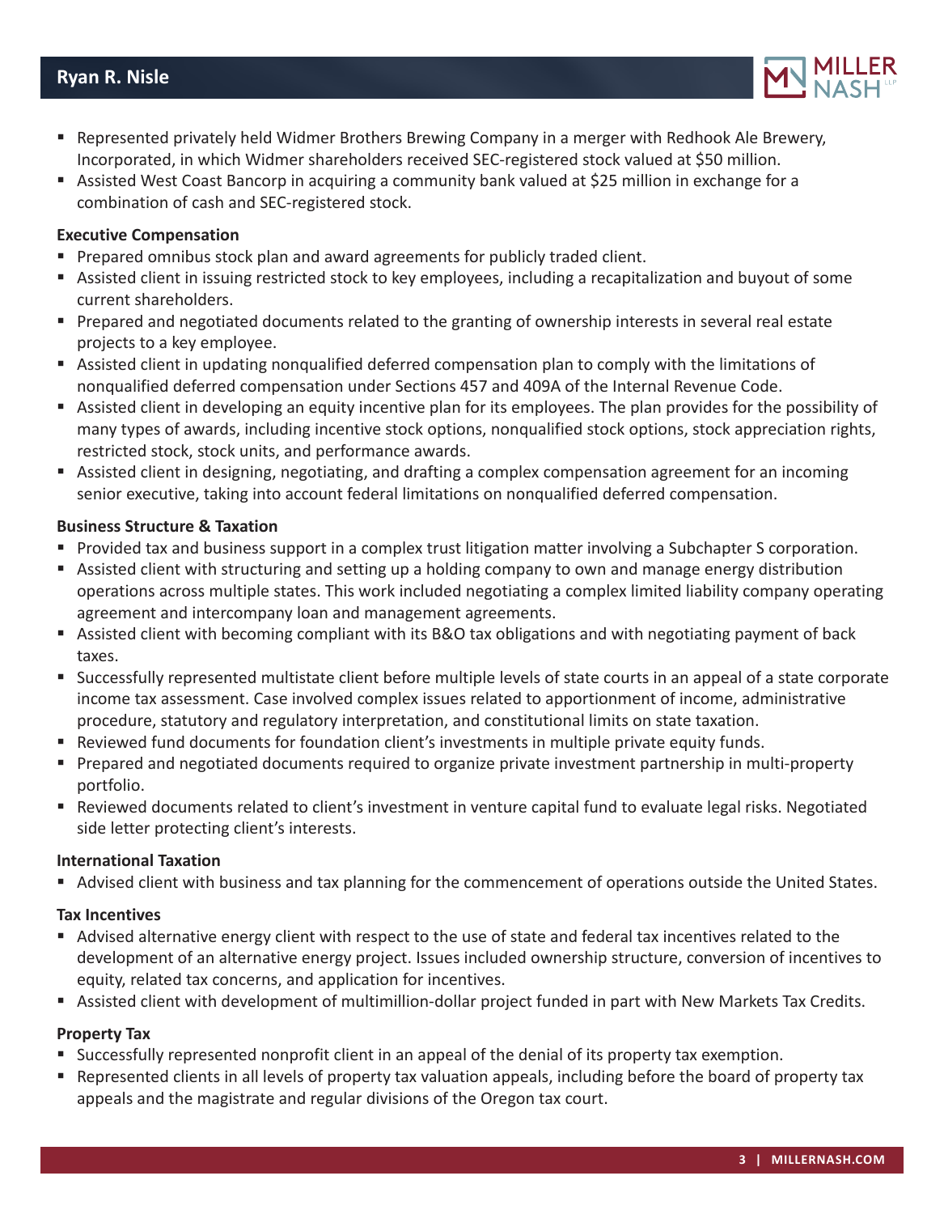- Represented privately held Widmer Brothers Brewing Company in a merger with Redhook Ale Brewery, Incorporated, in which Widmer shareholders received SEC-registered stock valued at $50 million.
- Assisted West Coast Bancorp in acquiring a community bank valued at $25 million in exchange for a combination of cash and SEC-registered stock.

**Executive Compensation**

- Prepared omnibus stock plan and award agreements for publicly traded client.
- Assisted client in issuing restricted stock to key employees, including a recapitalization and buyout of some current shareholders.
- Prepared and negotiated documents related to the granting of ownership interests in several real estate projects to a key employee.
- Assisted client in updating nonqualified deferred compensation plan to comply with the limitations of nonqualified deferred compensation under Sections 457 and 409A of the Internal Revenue Code.
- Assisted client in developing an equity incentive plan for its employees. The plan provides for the possibility of many types of awards, including incentive stock options, nonqualified stock options, stock appreciation rights, restricted stock, stock units, and performance awards.
- Assisted client in designing, negotiating, and drafting a complex compensation agreement for an incoming senior executive, taking into account federal limitations on nonqualified deferred compensation.

**Business Structure & Taxation**

- Provided tax and business support in a complex trust litigation matter involving a Subchapter S corporation.
- Assisted client with structuring and setting up a holding company to own and manage energy distribution operations across multiple states. This work included negotiating a complex limited liability company operating agreement and intercompany loan and management agreements.
- Assisted client with becoming compliant with its B&O tax obligations and with negotiating payment of back taxes.
- Successfully represented multistate client before multiple levels of state courts in an appeal of a state corporate income tax assessment. Case involved complex issues related to apportionment of income, administrative procedure, statutory and regulatory interpretation, and constitutional limits on state taxation.
- Reviewed fund documents for foundation client's investments in multiple private equity funds.
- Prepared and negotiated documents required to organize private investment partnership in multi-property portfolio.
- Reviewed documents related to client's investment in venture capital fund to evaluate legal risks. Negotiated side letter protecting client's interests.

**International Taxation**

- Advised client with business and tax planning for the commencement of operations outside the United States.

**Tax Incentives**

- Advised alternative energy client with respect to the use of state and federal tax incentives related to the development of an alternative energy project. Issues included ownership structure, conversion of incentives to equity, related tax concerns, and application for incentives.
- Assisted client with development of multimillion-dollar project funded in part with New Markets Tax Credits.

**Property Tax**

- Successfully represented nonprofit client in an appeal of the denial of its property tax exemption.
- Represented clients in all levels of property tax valuation appeals, including before the board of property tax appeals and the magistrate and regular divisions of the Oregon tax court.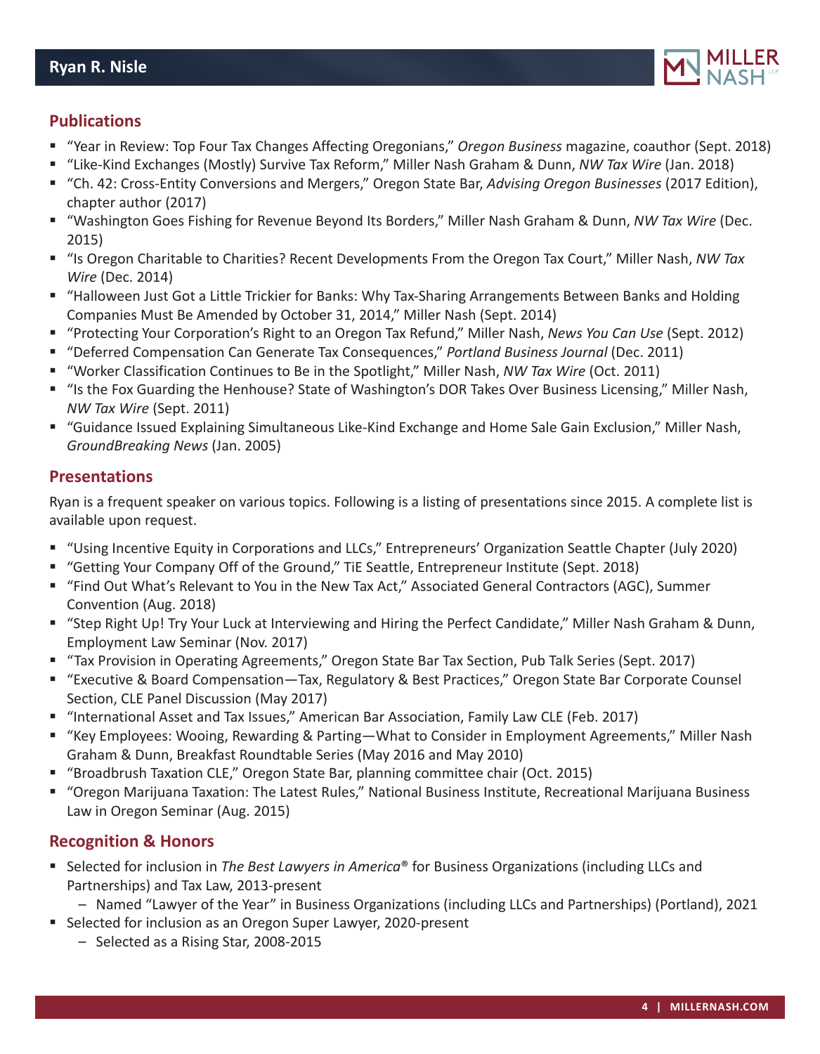## Publications

- "Year in Review: Top Four Tax Changes Affecting Oregonians," *Oregon Business* magazine, coauthor (Sept. 2018)
- "Like-Kind Exchanges (Mostly) Survive Tax Reform," Miller Nash Graham & Dunn, *NW Tax Wire* (Jan. 2018)
- "Ch. 42: Cross-Entity Conversions and Mergers," Oregon State Bar, *Advising Oregon Businesses* (2017 Edition), chapter author (2017)
- "Washington Goes Fishing for Revenue Beyond Its Borders," Miller Nash Graham & Dunn, *NW Tax Wire* (Dec. 2015)
- "Is Oregon Charitable to Charities? Recent Developments From the Oregon Tax Court," Miller Nash, *NW Tax Wire* (Dec. 2014)
- "Halloween Just Got a Little Trickier for Banks: Why Tax-Sharing Arrangements Between Banks and Holding Companies Must Be Amended by October 31, 2014," Miller Nash (Sept. 2014)
- "Protecting Your Corporation's Right to an Oregon Tax Refund," Miller Nash, *News You Can Use* (Sept. 2012)
- "Deferred Compensation Can Generate Tax Consequences," *Portland Business Journal* (Dec. 2011)
- "Worker Classification Continues to Be in the Spotlight," Miller Nash, *NW Tax Wire* (Oct. 2011)
- "Is the Fox Guarding the Henhouse? State of Washington's DOR Takes Over Business Licensing," Miller Nash, *NW Tax Wire* (Sept. 2011)
- "Guidance Issued Explaining Simultaneous Like-Kind Exchange and Home Sale Gain Exclusion," Miller Nash, *GroundBreaking News* (Jan. 2005)

## Presentations

Ryan is a frequent speaker on various topics. Following is a listing of presentations since 2015. A complete list is available upon request.

- "Using Incentive Equity in Corporations and LLCs," Entrepreneurs' Organization Seattle Chapter (July 2020)
- "Getting Your Company Off of the Ground," TiE Seattle, Entrepreneur Institute (Sept. 2018)
- "Find Out What's Relevant to You in the New Tax Act," Associated General Contractors (AGC), Summer Convention (Aug. 2018)
- "Step Right Up! Try Your Luck at Interviewing and Hiring the Perfect Candidate," Miller Nash Graham & Dunn, Employment Law Seminar (Nov. 2017)
- "Tax Provision in Operating Agreements," Oregon State Bar Tax Section, Pub Talk Series (Sept. 2017)
- "Executive & Board Compensation—Tax, Regulatory & Best Practices," Oregon State Bar Corporate Counsel Section, CLE Panel Discussion (May 2017)
- "International Asset and Tax Issues," American Bar Association, Family Law CLE (Feb. 2017)
- "Key Employees: Wooing, Rewarding & Parting—What to Consider in Employment Agreements," Miller Nash Graham & Dunn, Breakfast Roundtable Series (May 2016 and May 2010)
- "Broadbrush Taxation CLE," Oregon State Bar, planning committee chair (Oct. 2015)
- "Oregon Marijuana Taxation: The Latest Rules," National Business Institute, Recreational Marijuana Business Law in Oregon Seminar (Aug. 2015)

## Recognition & Honors

- Selected for inclusion in *The Best Lawyers in America®* for Business Organizations (including LLCs and Partnerships) and Tax Law, 2013-present
  - Named "Lawyer of the Year" in Business Organizations (including LLCs and Partnerships) (Portland), 2021
- Selected for inclusion as an Oregon Super Lawyer, 2020-present
  - Selected as a Rising Star, 2008-2015